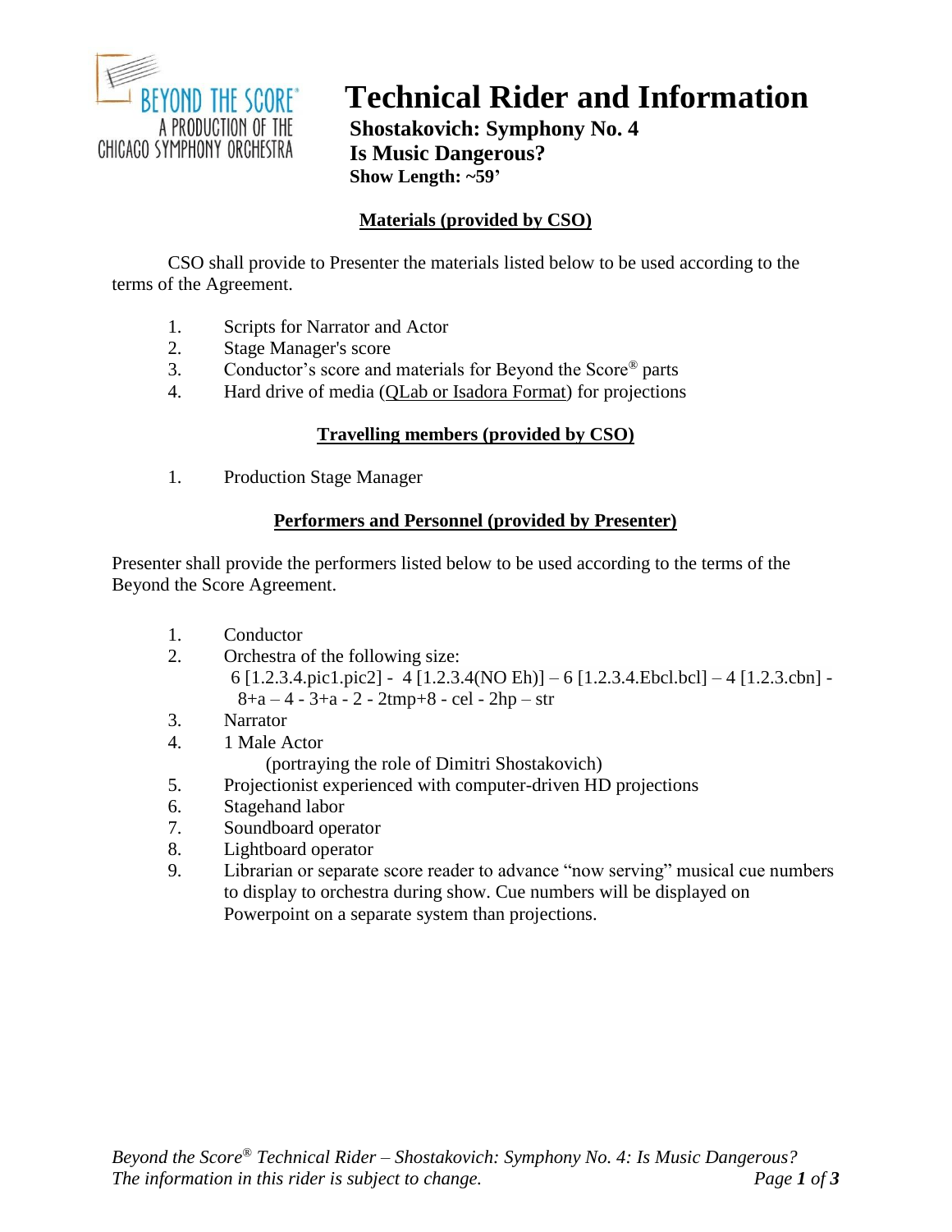BEYOND THE SCORE®
A PRODUCTION OF THE
CHICAGO SYMPHONY ORCHESTRA

# Technical Rider and Information

**Shostakovich: Symphony No. 4**
**Is Music Dangerous?**
**Show Length: ~59'**

## Materials (provided by CSO)

CSO shall provide to Presenter the materials listed below to be used according to the terms of the Agreement.

1. Scripts for Narrator and Actor
2. Stage Manager's score
3. Conductor's score and materials for Beyond the Score® parts
4. Hard drive of media (QLab or Isadora Format) for projections

## Travelling members (provided by CSO)

1. Production Stage Manager

## Performers and Personnel (provided by Presenter)

Presenter shall provide the performers listed below to be used according to the terms of the Beyond the Score Agreement.

1. Conductor
2. Orchestra of the following size:
   6 [1.2.3.4.pic1.pic2] - 4 [1.2.3.4(NO Eh)] – 6 [1.2.3.4.Ebcl.bcl] – 4 [1.2.3.cbn] - 8+a – 4 - 3+a - 2 - 2tmp+8 - cel - 2hp – str
3. Narrator
4. 1 Male Actor
   (portraying the role of Dimitri Shostakovich)
5. Projectionist experienced with computer-driven HD projections
6. Stagehand labor
7. Soundboard operator
8. Lightboard operator
9. Librarian or separate score reader to advance "now serving" musical cue numbers to display to orchestra during show. Cue numbers will be displayed on Powerpoint on a separate system than projections.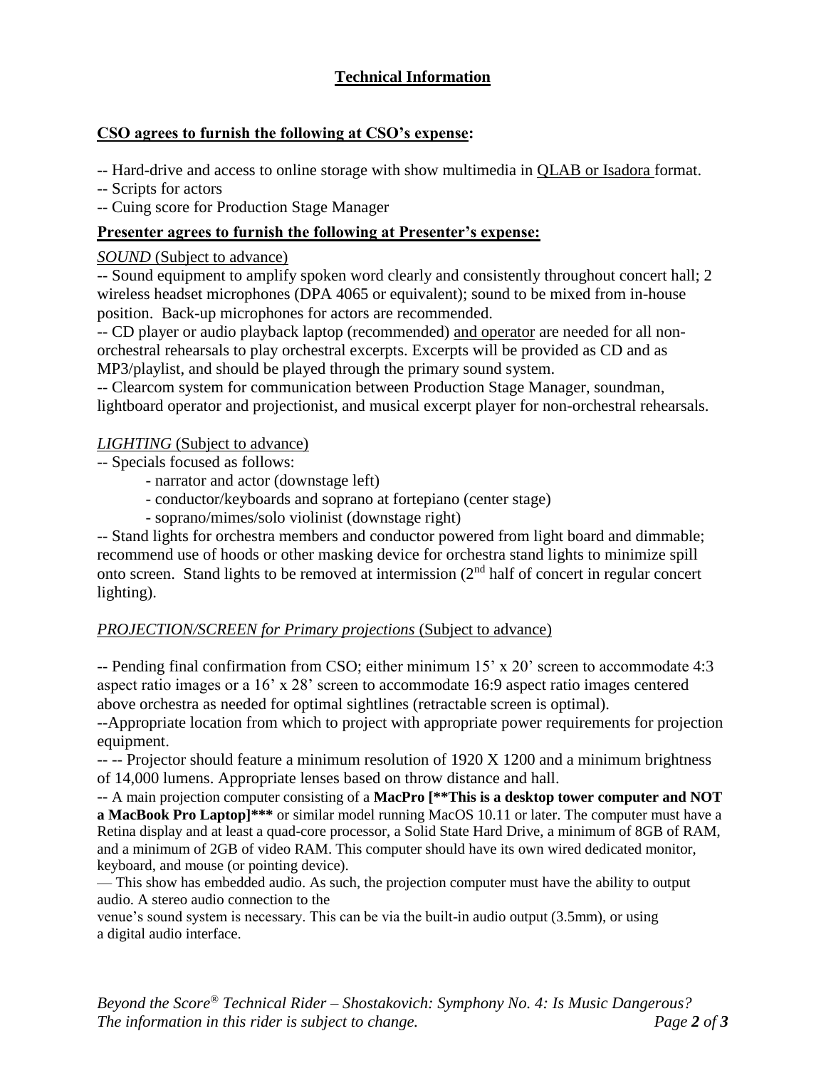## Technical Information

### CSO agrees to furnish the following at CSO's expense:

-- Hard-drive and access to online storage with show multimedia in QLAB or Isadora format.
-- Scripts for actors
-- Cuing score for Production Stage Manager

### Presenter agrees to furnish the following at Presenter's expense:

*SOUND* (Subject to advance)

-- Sound equipment to amplify spoken word clearly and consistently throughout concert hall; 2 wireless headset microphones (DPA 4065 or equivalent); sound to be mixed from in-house position. Back-up microphones for actors are recommended.

-- CD player or audio playback laptop (recommended) and operator are needed for all non-orchestral rehearsals to play orchestral excerpts. Excerpts will be provided as CD and as MP3/playlist, and should be played through the primary sound system.

-- Clearcom system for communication between Production Stage Manager, soundman, lightboard operator and projectionist, and musical excerpt player for non-orchestral rehearsals.

*LIGHTING* (Subject to advance)

-- Specials focused as follows:
- narrator and actor (downstage left)
- conductor/keyboards and soprano at fortepiano (center stage)
- soprano/mimes/solo violinist (downstage right)

-- Stand lights for orchestra members and conductor powered from light board and dimmable; recommend use of hoods or other masking device for orchestra stand lights to minimize spill onto screen. Stand lights to be removed at intermission (2nd half of concert in regular concert lighting).

*PROJECTION/SCREEN for Primary projections* (Subject to advance)

-- Pending final confirmation from CSO; either minimum 15' x 20' screen to accommodate 4:3 aspect ratio images or a 16' x 28' screen to accommodate 16:9 aspect ratio images centered above orchestra as needed for optimal sightlines (retractable screen is optimal).

--Appropriate location from which to project with appropriate power requirements for projection equipment.

-- -- Projector should feature a minimum resolution of 1920 X 1200 and a minimum brightness of 14,000 lumens. Appropriate lenses based on throw distance and hall.

-- A main projection computer consisting of a **MacPro [**This is a desktop tower computer and NOT a MacBook Pro Laptop]*** ** or similar model running MacOS 10.11 or later. The computer must have a Retina display and at least a quad-core processor, a Solid State Hard Drive, a minimum of 8GB of RAM, and a minimum of 2GB of video RAM. This computer should have its own wired dedicated monitor, keyboard, and mouse (or pointing device).

— This show has embedded audio. As such, the projection computer must have the ability to output audio. A stereo audio connection to the venue's sound system is necessary. This can be via the built-in audio output (3.5mm), or using a digital audio interface.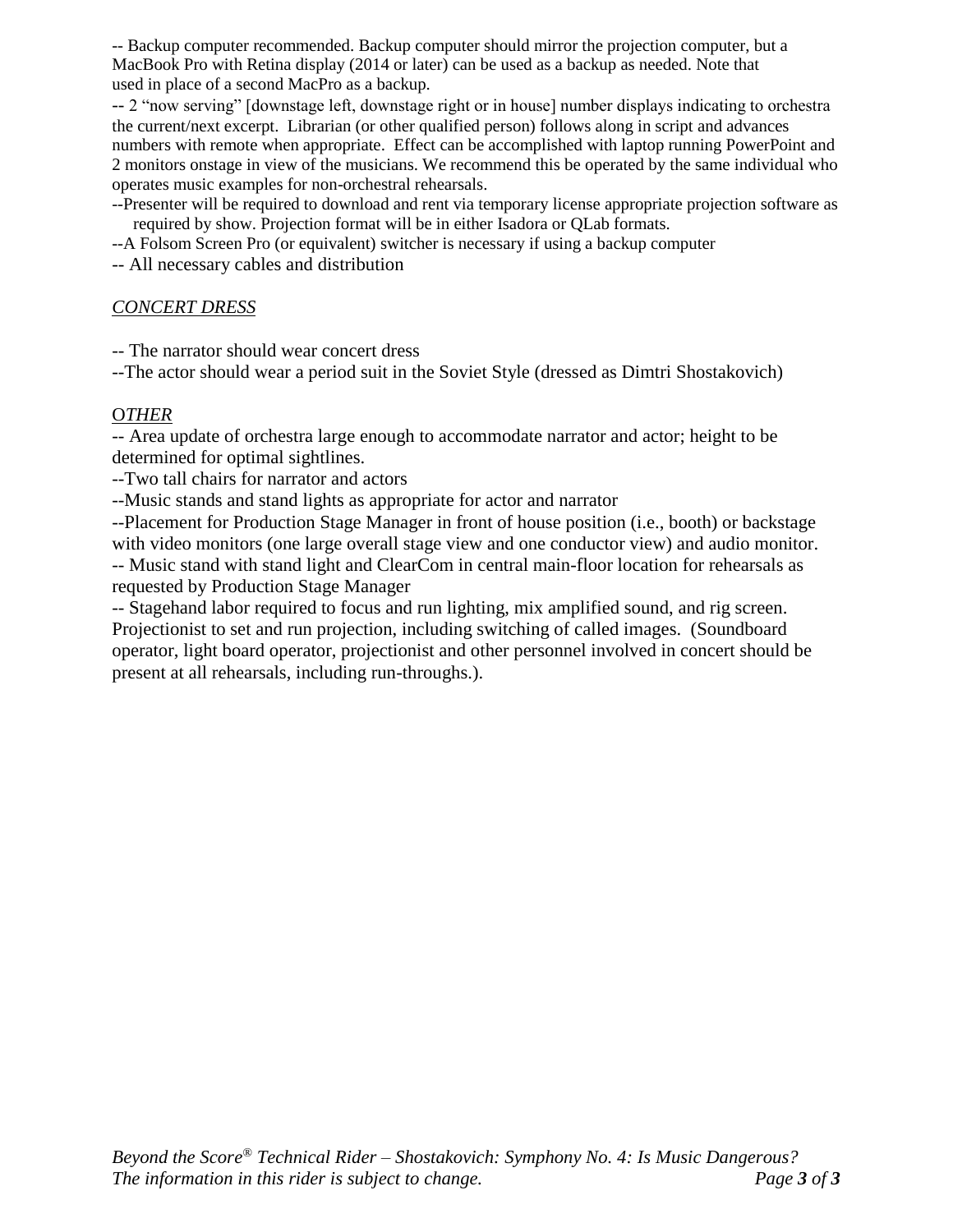-- Backup computer recommended. Backup computer should mirror the projection computer, but a MacBook Pro with Retina display (2014 or later) can be used as a backup as needed. Note that used in place of a second MacPro as a backup.

-- 2 "now serving" [downstage left, downstage right or in house] number displays indicating to orchestra the current/next excerpt. Librarian (or other qualified person) follows along in script and advances numbers with remote when appropriate. Effect can be accomplished with laptop running PowerPoint and 2 monitors onstage in view of the musicians. We recommend this be operated by the same individual who operates music examples for non-orchestral rehearsals.

--Presenter will be required to download and rent via temporary license appropriate projection software as required by show. Projection format will be in either Isadora or QLab formats.

--A Folsom Screen Pro (or equivalent) switcher is necessary if using a backup computer

-- All necessary cables and distribution

*<u>CONCERT DRESS</u>*

-- The narrator should wear concert dress

--The actor should wear a period suit in the Soviet Style (dressed as Dimtri Shostakovich)

*<u>OTHER</u>*

-- Area update of orchestra large enough to accommodate narrator and actor; height to be determined for optimal sightlines.

--Two tall chairs for narrator and actors

--Music stands and stand lights as appropriate for actor and narrator

--Placement for Production Stage Manager in front of house position (i.e., booth) or backstage with video monitors (one large overall stage view and one conductor view) and audio monitor.

-- Music stand with stand light and ClearCom in central main-floor location for rehearsals as requested by Production Stage Manager

-- Stagehand labor required to focus and run lighting, mix amplified sound, and rig screen. Projectionist to set and run projection, including switching of called images. (Soundboard operator, light board operator, projectionist and other personnel involved in concert should be present at all rehearsals, including run-throughs.).